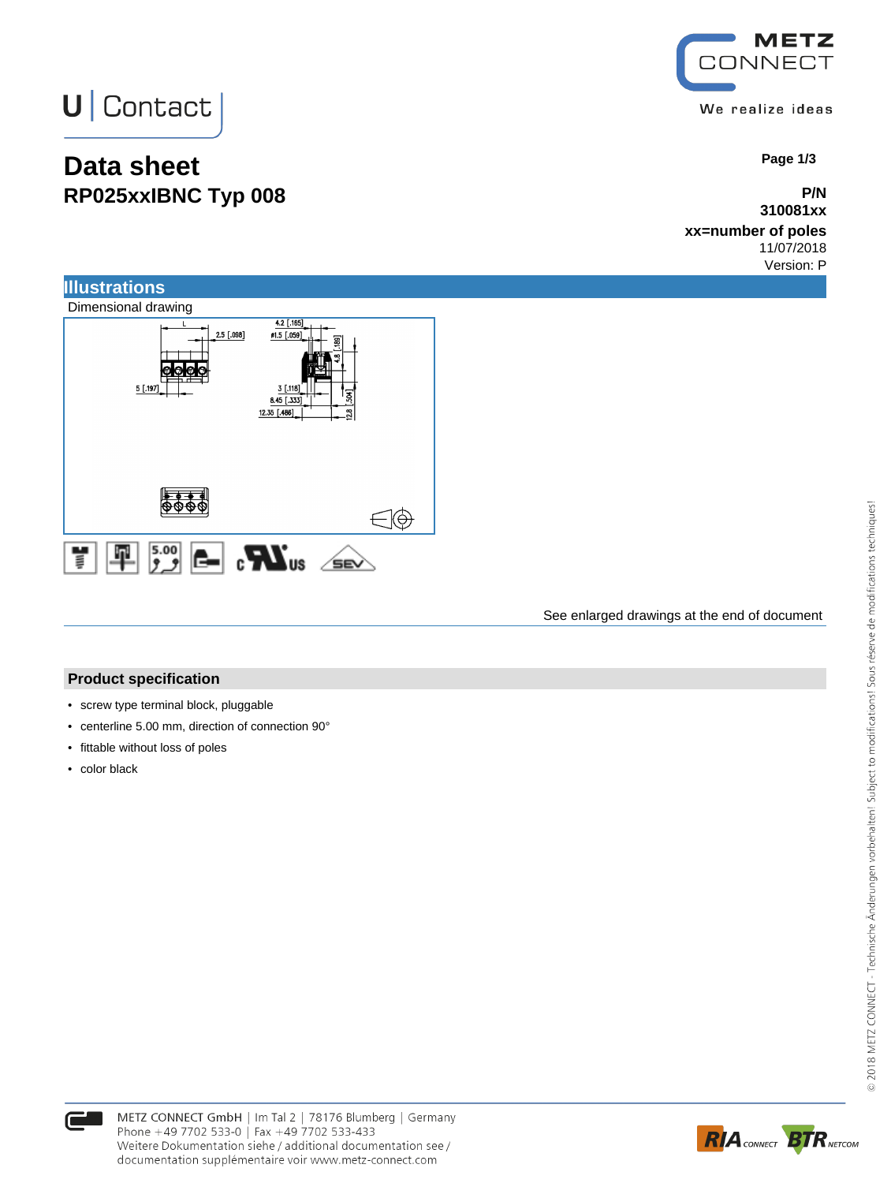U | Contact

# Data sheet

## RP025xxIBNC Typ 008

**P/N**
**310081xx**
**xx=number of poles**
11/07/2018
Version: P

## Illustrations

Dimensional drawing

See enlarged drawings at the end of document

## Product specification

- screw type terminal block, pluggable
- centerline 5.00 mm, direction of connection 90°
- fittable without loss of poles
- color black

© 2018 METZ CONNECT - Technische Änderungen vorbehalten! Subject to modifications! Sous réserve de modifications techniques!

METZ CONNECT GmbH | Im Tal 2 | 78176 Blumberg | Germany
Phone +49 7702 533-0 | Fax +49 7702 533-433
Weitere Dokumentation siehe / additional documentation see /
documentation supplémentaire voir www.metz-connect.com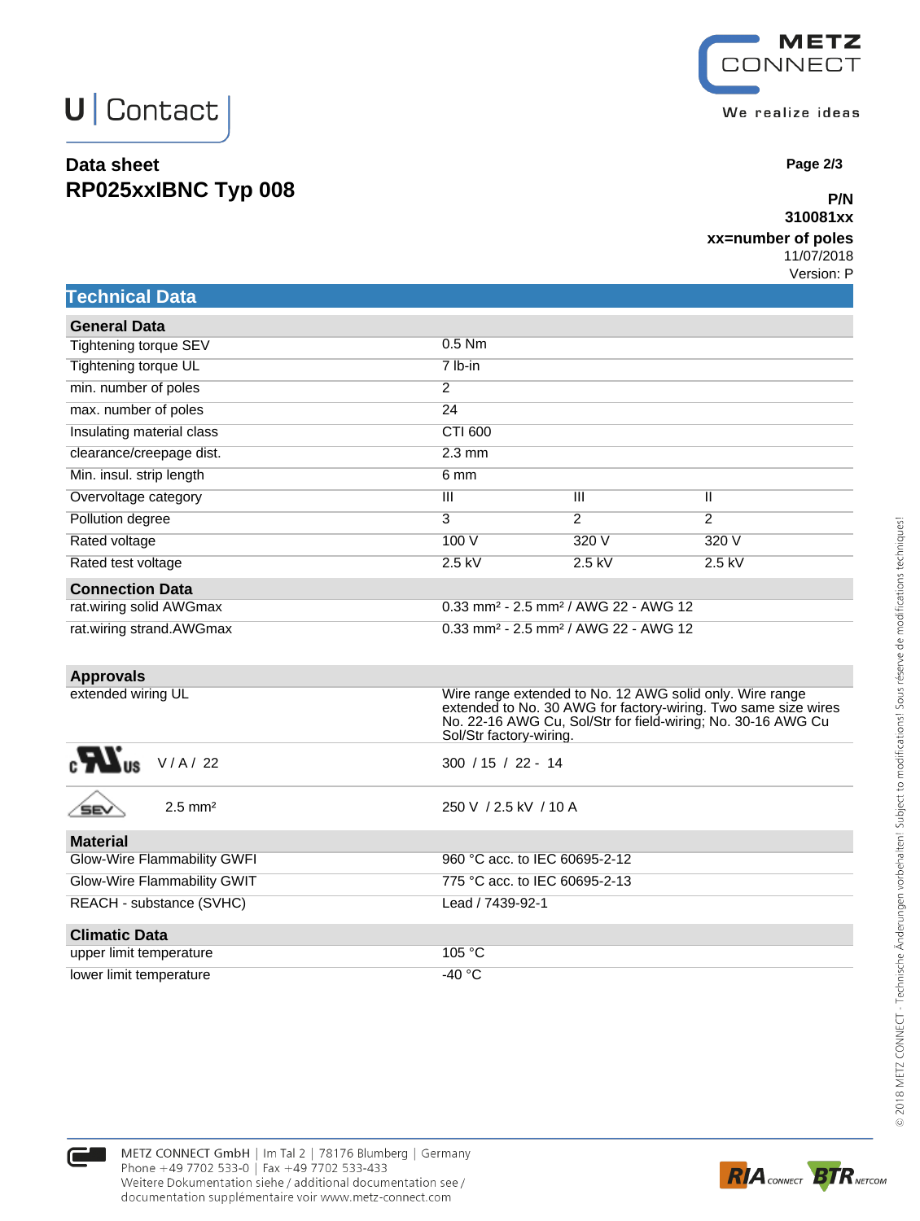# Data sheet
# RP025xxIBNC Typ 008

**P/N**
**310081xx**
**xx=number of poles**
11/07/2018
Version: P

## Technical Data

| General Data | | | |
|---|---|---|---|
| Tightening torque SEV | 0.5 Nm | | |
| Tightening torque UL | 7 lb-in | | |
| min. number of poles | 2 | | |
| max. number of poles | 24 | | |
| Insulating material class | CTI 600 | | |
| clearance/creepage dist. | 2.3 mm | | |
| Min. insul. strip length | 6 mm | | |
| Overvoltage category | III | III | II |
| Pollution degree | 3 | 2 | 2 |
| Rated voltage | 100 V | 320 V | 320 V |
| Rated test voltage | 2.5 kV | 2.5 kV | 2.5 kV |

| Connection Data | |
|---|---|
| rat.wiring solid AWGmax | 0.33 mm² - 2.5 mm² / AWG 22 - AWG 12 |
| rat.wiring strand.AWGmax | 0.33 mm² - 2.5 mm² / AWG 22 - AWG 12 |

| Approvals | |
|---|---|
| extended wiring UL | Wire range extended to No. 12 AWG solid only. Wire range extended to No. 30 AWG for factory-wiring. Two same size wires No. 22-16 AWG Cu, Sol/Str for field-wiring; No. 30-16 AWG Cu Sol/Str factory-wiring. |
| cULus V / A / 22 | 300 / 15 / 22 - 14 |
| SEV 2.5 mm² | 250 V / 2.5 kV / 10 A |

| Material | |
|---|---|
| Glow-Wire Flammability GWFI | 960 °C acc. to IEC 60695-2-12 |
| Glow-Wire Flammability GWIT | 775 °C acc. to IEC 60695-2-13 |
| REACH - substance (SVHC) | Lead / 7439-92-1 |

| Climatic Data | |
|---|---|
| upper limit temperature | 105 °C |
| lower limit temperature | -40 °C |

METZ CONNECT GmbH | Im Tal 2 | 78176 Blumberg | Germany
Phone +49 7702 533-0 | Fax +49 7702 533-433
Weitere Dokumentation siehe / additional documentation see / documentation supplémentaire voir www.metz-connect.com

© 2018 METZ CONNECT - Technische Änderungen vorbehalten! Subject to modifications! Sous réserve de modifications techniques!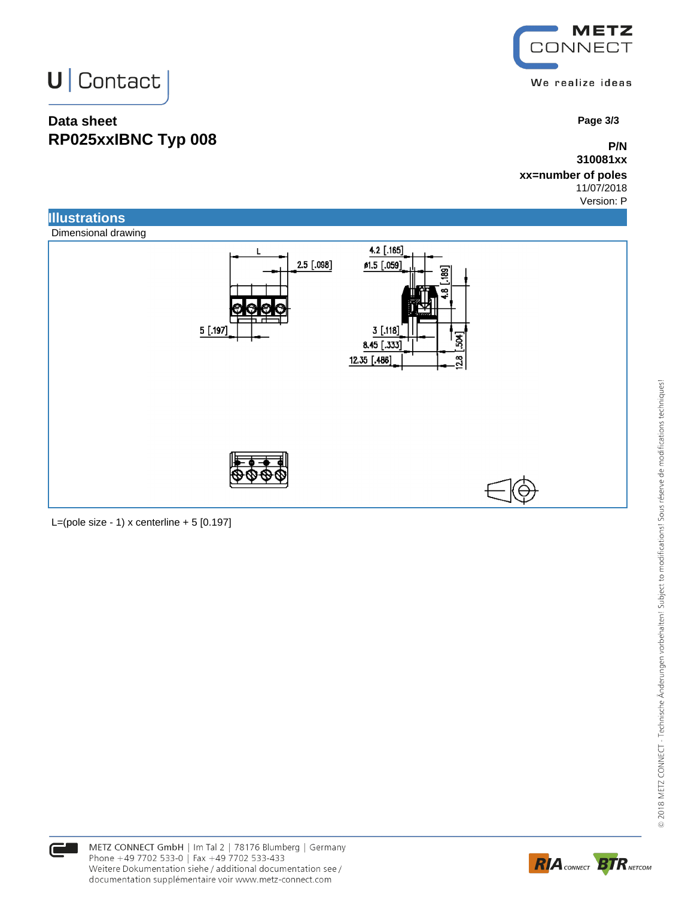U | Contact

# Data sheet
# RP025xxIBNC Typ 008

**Page 3/3**

**P/N**
**310081xx**
**xx=number of poles**
11/07/2018
Version: P

## Illustrations

Dimensional drawing

L
2.5 [.098]
5 [.197]
4.2 [.165]
ø1.5 [.059]
4.8 [.189]
3 [.118]
8.45 [.333]
12.35 [.486]
12.8 [.504]

L=(pole size - 1) x centerline + 5 [0.197]

© 2018 METZ CONNECT - Technische Änderungen vorbehalten! Subject to modifications! Sous réserve de modifications techniques!

METZ CONNECT GmbH | Im Tal 2 | 78176 Blumberg | Germany
Phone +49 7702 533-0 | Fax +49 7702 533-433
Weitere Dokumentation siehe / additional documentation see /
documentation supplémentaire voir www.metz-connect.com